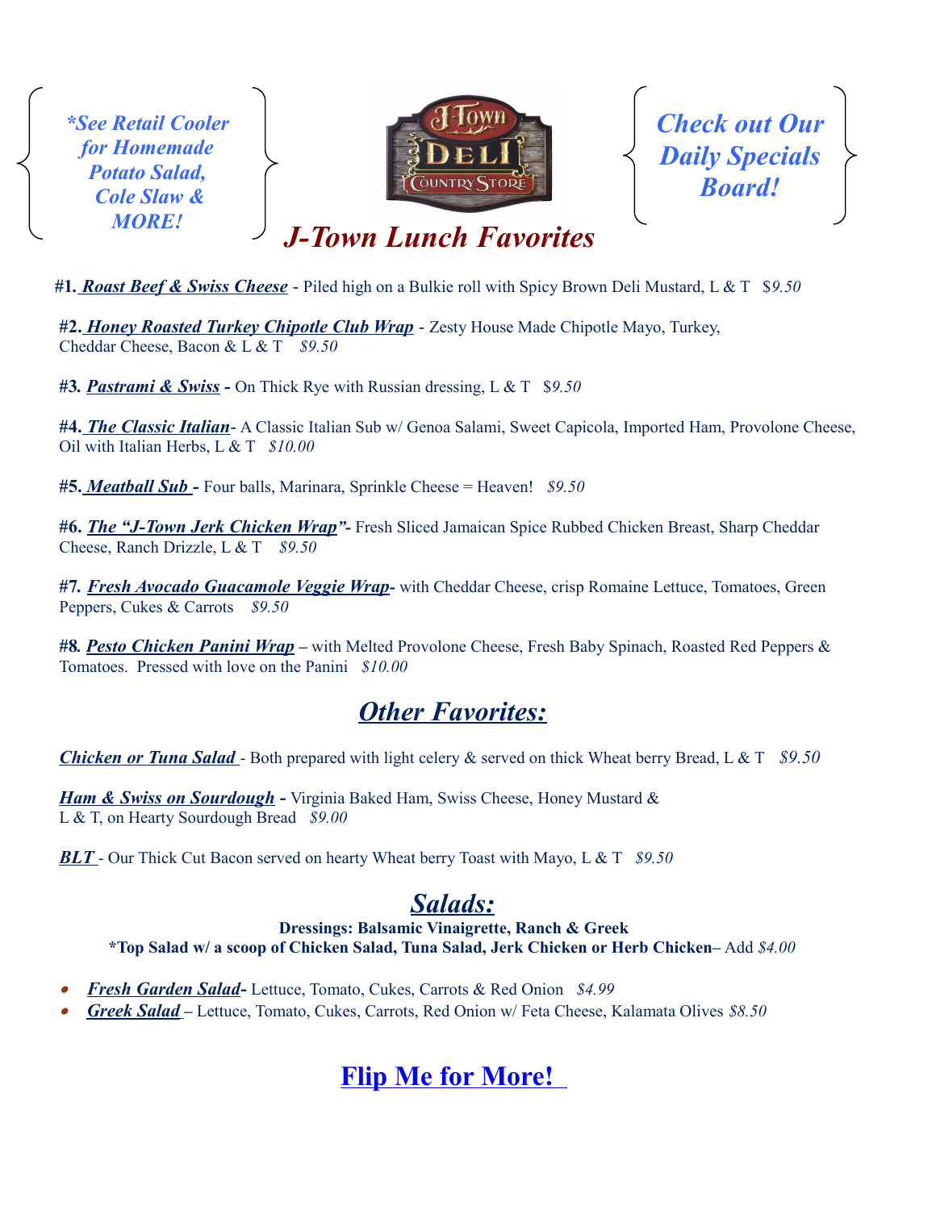*\*See Retail Cooler for Homemade Potato Salad, Cole Slaw & MORE!*

J-Town DELI COUNTRY STORE

*Check out Our Daily Specials Board!*

# *J-Town Lunch Favorites*

**#1.** ***Roast Beef & Swiss Cheese*** - Piled high on a Bulkie roll with Spicy Brown Deli Mustard, L & T $*9.50*

**#2.** ***Honey Roasted Turkey Chipotle Club Wrap*** - Zesty House Made Chipotle Mayo, Turkey, Cheddar Cheese, Bacon & L & T *$9.50*

**#3.** ***Pastrami & Swiss*** **-** On Thick Rye with Russian dressing, L & T $*9.50*

**#4.** ***The Classic Italian***- A Classic Italian Sub w/ Genoa Salami, Sweet Capicola, Imported Ham, Provolone Cheese, Oil with Italian Herbs, L & T *$10.00*

**#5.** ***Meatball Sub*** **-** Four balls, Marinara, Sprinkle Cheese = Heaven! *$9.50*

**#6.** ***The "J-Town Jerk Chicken Wrap"*****-** Fresh Sliced Jamaican Spice Rubbed Chicken Breast, Sharp Cheddar Cheese, Ranch Drizzle, L & T *$9.50*

**#7.** ***Fresh Avocado Guacamole Veggie Wrap*****-** with Cheddar Cheese, crisp Romaine Lettuce, Tomatoes, Green Peppers, Cukes & Carrots *$9.50*

**#8.** ***Pesto Chicken Panini Wrap*** – with Melted Provolone Cheese, Fresh Baby Spinach, Roasted Red Peppers & Tomatoes. Pressed with love on the Panini *$10.00*

## *Other Favorites:*

***Chicken or Tuna Salad*** - Both prepared with light celery & served on thick Wheat berry Bread, L & T *$9.50*

***Ham & Swiss on Sourdough*** **-** Virginia Baked Ham, Swiss Cheese, Honey Mustard & L & T, on Hearty Sourdough Bread *$9.00*

***BLT*** - Our Thick Cut Bacon served on hearty Wheat berry Toast with Mayo, L & T *$9.50*

## *Salads:*

**Dressings: Balsamic Vinaigrette, Ranch & Greek**
**\*Top Salad w/ a scoop of Chicken Salad, Tuna Salad, Jerk Chicken or Herb Chicken–** Add *$4.00*

- ***Fresh Garden Salad*****-** Lettuce, Tomato, Cukes, Carrots & Red Onion *$4.99*
- ***Greek Salad*** – Lettuce, Tomato, Cukes, Carrots, Red Onion w/ Feta Cheese, Kalamata Olives *$8.50*

## **Flip Me for More!**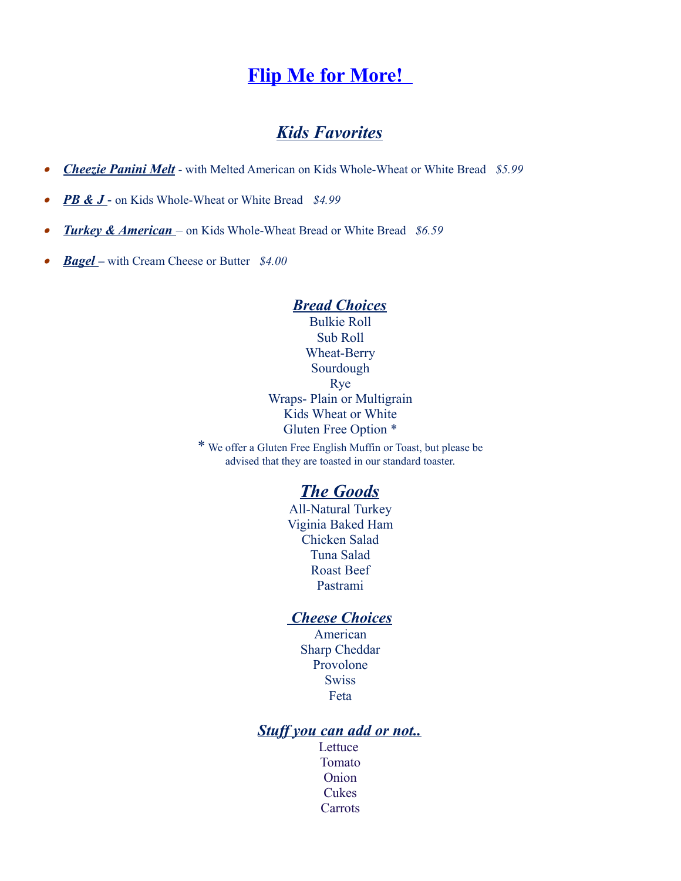# Flip Me for More!

## *Kids Favorites*

- ***Cheezie Panini Melt*** - with Melted American on Kids Whole-Wheat or White Bread *$5.99*
- ***PB & J*** - on Kids Whole-Wheat or White Bread *$4.99*
- ***Turkey & American*** – on Kids Whole-Wheat Bread or White Bread *$6.59*
- ***Bagel*** – with Cream Cheese or Butter *$4.00*

### *Bread Choices*

Bulkie Roll
Sub Roll
Wheat-Berry
Sourdough
Rye
Wraps- Plain or Multigrain
Kids Wheat or White
Gluten Free Option *

* We offer a Gluten Free English Muffin or Toast, but please be advised that they are toasted in our standard toaster.

## *The Goods*

All-Natural Turkey
Viginia Baked Ham
Chicken Salad
Tuna Salad
Roast Beef
Pastrami

### *Cheese Choices*

American
Sharp Cheddar
Provolone
Swiss
Feta

### *Stuff you can add or not..*

Lettuce
Tomato
Onion
Cukes
Carrots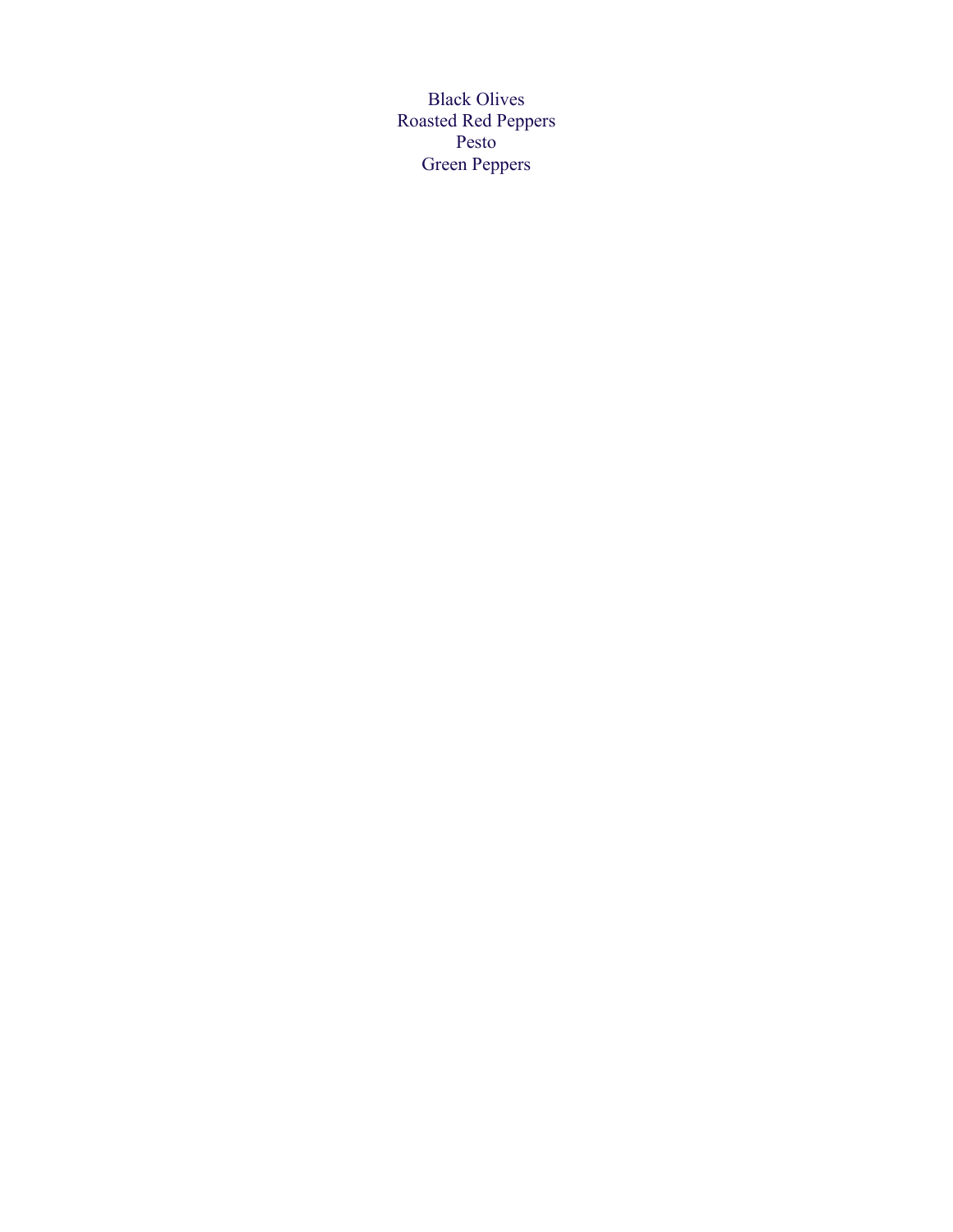Black Olives
Roasted Red Peppers
Pesto
Green Peppers